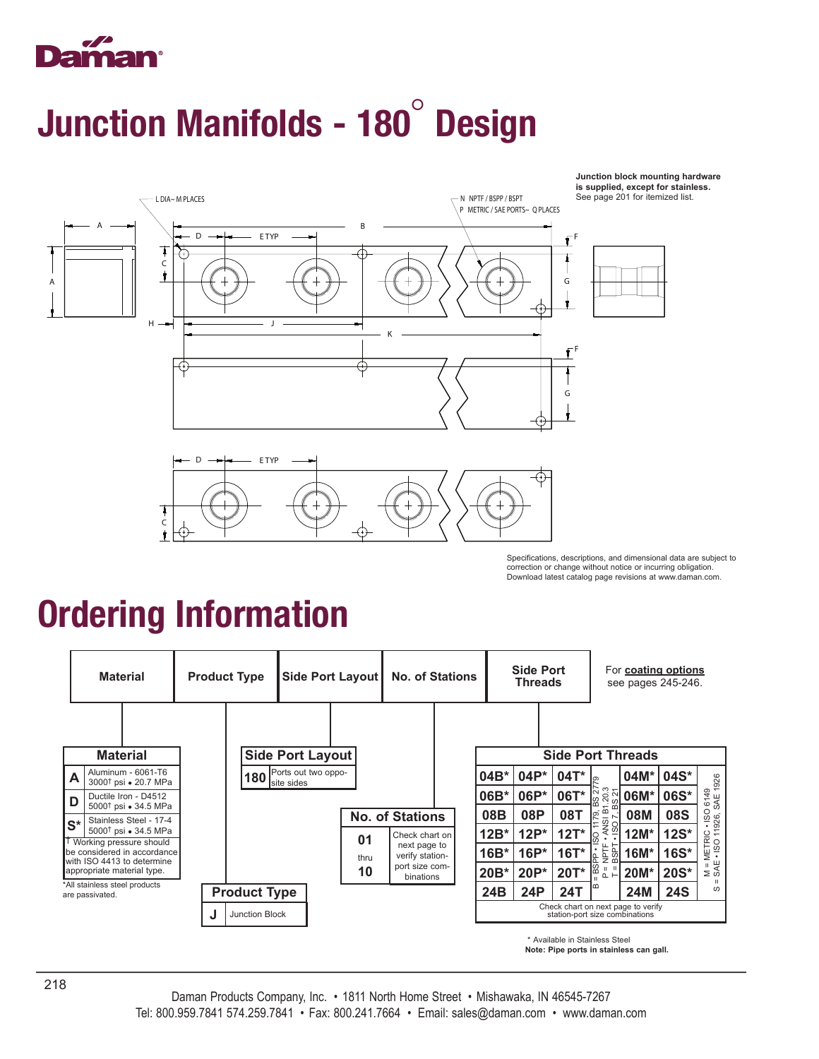# Junction Manifolds - 180° Design

L DIA~ M PLACES

N NPTF / BSPP / BSPT
P METRIC / SAE PORTS~ Q PLACES

**Junction block mounting hardware is supplied, except for stainless.** See page 201 for itemized list.

A, B, C, D, E TYP, F, G, H, J, K

Specifications, descriptions, and dimensional data are subject to correction or change without notice or incurring obligation. Download latest catalog page revisions at www.daman.com.

# Ordering Information

| Material | Product Type | Side Port Layout | No. of Stations | Side Port Threads |
|---|---|---|---|---|

For **coating options** see pages 245-246.

### Material

| Code | Material |
|---|---|
| A | Aluminum - 6061-T6 3000† psi • 20.7 MPa |
| D | Ductile Iron - D4512 5000† psi • 34.5 MPa |
| S* | Stainless Steel - 17-4 5000† psi • 34.5 MPa |

† Working pressure should be considered in accordance with ISO 4413 to determine appropriate material type.

*All stainless steel products are passivated.

### Product Type

| Code | Description |
|---|---|
| J | Junction Block |

### Side Port Layout

| Code | Description |
|---|---|
| 180 | Ports out two opposite sides |

### No. of Stations

| Code | Description |
|---|---|
| 01 thru 10 | Check chart on next page to verify station-port size combinations |

### Side Port Threads

| B | P | T | M | S |
|---|---|---|---|---|
| 04B* | 04P* | 04T* | 04M* | 04S* |
| 06B* | 06P* | 06T* | 06M* | 06S* |
| 08B | 08P | 08T | 08M | 08S |
| 12B* | 12P* | 12T* | 12M* | 12S* |
| 16B* | 16P* | 16T* | 16M* | 16S* |
| 20B* | 20P* | 20T* | 20M* | 20S* |
| 24B | 24P | 24T | 24M | 24S |

B = BSPP • ISO 1179, BS 2779
P = NPTF • ANSI B1.20.3
T = BSPT • ISO 7, BS 21
M = METRIC • ISO 6149
S = SAE • ISO 11926, SAE 1926

Check chart on next page to verify station-port size combinations

\* Available in Stainless Steel

**Note: Pipe ports in stainless can gall.**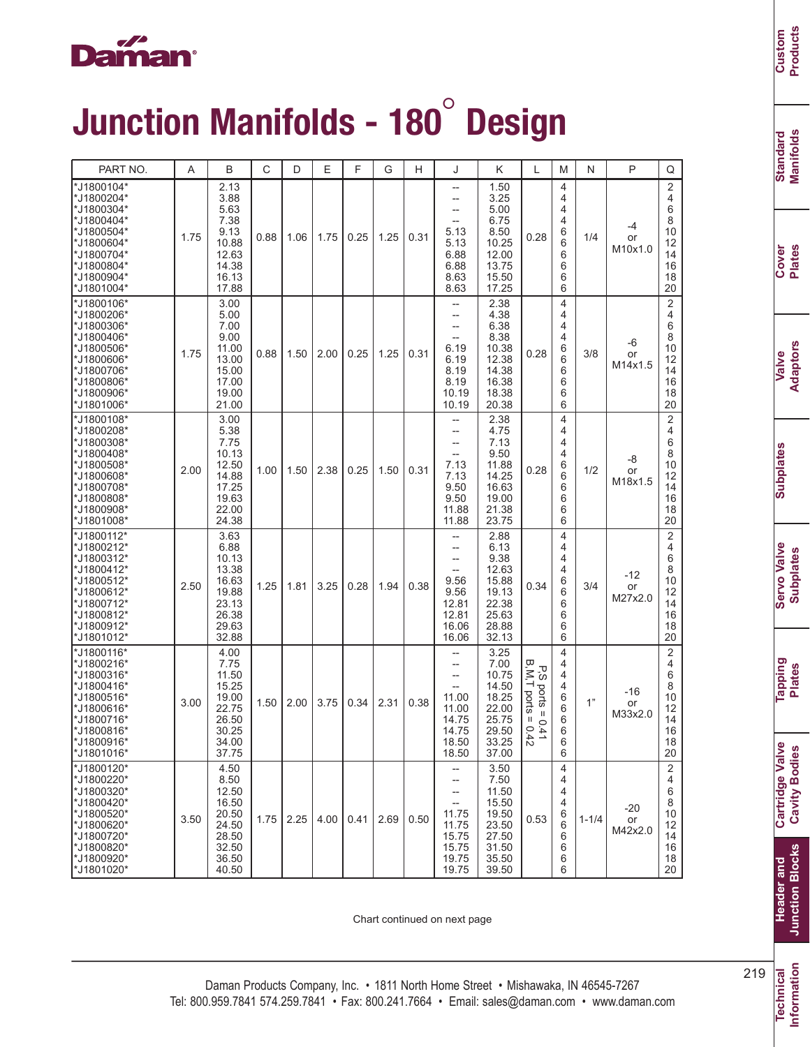# Junction Manifolds - 180° Design

| PART NO. | A | B | C | D | E | F | G | H | J | K | L | M | N | P | Q |
|---|---|---|---|---|---|---|---|---|---|---|---|---|---|---|---|
| *J1800104* | 1.75 | 2.13 | 0.88 | 1.06 | 1.75 | 0.25 | 1.25 | 0.31 | -- | 1.50 | 0.28 | 4 | 1/4 | -4 or M10x1.0 | 2 |
| *J1800204* | | 3.88 | | | | | | | -- | 3.25 | | 4 | | | 4 |
| *J1800304* | | 5.63 | | | | | | | -- | 5.00 | | 4 | | | 6 |
| *J1800404* | | 7.38 | | | | | | | -- | 6.75 | | 4 | | | 8 |
| *J1800504* | | 9.13 | | | | | | | 5.13 | 8.50 | | 6 | | | 10 |
| *J1800604* | | 10.88 | | | | | | | 5.13 | 10.25 | | 6 | | | 12 |
| *J1800704* | | 12.63 | | | | | | | 6.88 | 12.00 | | 6 | | | 14 |
| *J1800804* | | 14.38 | | | | | | | 6.88 | 13.75 | | 6 | | | 16 |
| *J1800904* | | 16.13 | | | | | | | 8.63 | 15.50 | | 6 | | | 18 |
| *J1801004* | | 17.88 | | | | | | | 8.63 | 17.25 | | 6 | | | 20 |
| *J1800106* | 1.75 | 3.00 | 0.88 | 1.50 | 2.00 | 0.25 | 1.25 | 0.31 | -- | 2.38 | 0.28 | 4 | 3/8 | -6 or M14x1.5 | 2 |
| *J1800206* | | 5.00 | | | | | | | -- | 4.38 | | 4 | | | 4 |
| *J1800306* | | 7.00 | | | | | | | -- | 6.38 | | 4 | | | 6 |
| *J1800406* | | 9.00 | | | | | | | -- | 8.38 | | 4 | | | 8 |
| *J1800506* | | 11.00 | | | | | | | 6.19 | 10.38 | | 6 | | | 10 |
| *J1800606* | | 13.00 | | | | | | | 6.19 | 12.38 | | 6 | | | 12 |
| *J1800706* | | 15.00 | | | | | | | 8.19 | 14.38 | | 6 | | | 14 |
| *J1800806* | | 17.00 | | | | | | | 8.19 | 16.38 | | 6 | | | 16 |
| *J1800906* | | 19.00 | | | | | | | 10.19 | 18.38 | | 6 | | | 18 |
| *J1801006* | | 21.00 | | | | | | | 10.19 | 20.38 | | 6 | | | 20 |
| *J1800108* | 2.00 | 3.00 | 1.00 | 1.50 | 2.38 | 0.25 | 1.50 | 0.31 | -- | 2.38 | 0.28 | 4 | 1/2 | -8 or M18x1.5 | 2 |
| *J1800208* | | 5.38 | | | | | | | -- | 4.75 | | 4 | | | 4 |
| *J1800308* | | 7.75 | | | | | | | -- | 7.13 | | 4 | | | 6 |
| *J1800408* | | 10.13 | | | | | | | -- | 9.50 | | 4 | | | 8 |
| *J1800508* | | 12.50 | | | | | | | 7.13 | 11.88 | | 6 | | | 10 |
| *J1800608* | | 14.88 | | | | | | | 7.13 | 14.25 | | 6 | | | 12 |
| *J1800708* | | 17.25 | | | | | | | 9.50 | 16.63 | | 6 | | | 14 |
| *J1800808* | | 19.63 | | | | | | | 9.50 | 19.00 | | 6 | | | 16 |
| *J1800908* | | 22.00 | | | | | | | 11.88 | 21.38 | | 6 | | | 18 |
| *J1801008* | | 24.38 | | | | | | | 11.88 | 23.75 | | 6 | | | 20 |
| *J1800112* | 2.50 | 3.63 | 1.25 | 1.81 | 3.25 | 0.28 | 1.94 | 0.38 | -- | 2.88 | 0.34 | 4 | 3/4 | -12 or M27x2.0 | 2 |
| *J1800212* | | 6.88 | | | | | | | -- | 6.13 | | 4 | | | 4 |
| *J1800312* | | 10.13 | | | | | | | -- | 9.38 | | 4 | | | 6 |
| *J1800412* | | 13.38 | | | | | | | -- | 12.63 | | 4 | | | 8 |
| *J1800512* | | 16.63 | | | | | | | 9.56 | 15.88 | | 6 | | | 10 |
| *J1800612* | | 19.88 | | | | | | | 9.56 | 19.13 | | 6 | | | 12 |
| *J1800712* | | 23.13 | | | | | | | 12.81 | 22.38 | | 6 | | | 14 |
| *J1800812* | | 26.38 | | | | | | | 12.81 | 25.63 | | 6 | | | 16 |
| *J1800912* | | 29.63 | | | | | | | 16.06 | 28.88 | | 6 | | | 18 |
| *J1801012* | | 32.88 | | | | | | | 16.06 | 32.13 | | 6 | | | 20 |
| *J1800116* | 3.00 | 4.00 | 1.50 | 2.00 | 3.75 | 0.34 | 2.31 | 0.38 | -- | 3.25 | P,S ports = 0.41 B,M,T ports = 0.42 | 4 | 1" | -16 or M33x2.0 | 2 |
| *J1800216* | | 7.75 | | | | | | | -- | 7.00 | | 4 | | | 4 |
| *J1800316* | | 11.50 | | | | | | | -- | 10.75 | | 4 | | | 6 |
| *J1800416* | | 15.25 | | | | | | | -- | 14.50 | | 4 | | | 8 |
| *J1800516* | | 19.00 | | | | | | | 11.00 | 18.25 | | 6 | | | 10 |
| *J1800616* | | 22.75 | | | | | | | 11.00 | 22.00 | | 6 | | | 12 |
| *J1800716* | | 26.50 | | | | | | | 14.75 | 25.75 | | 6 | | | 14 |
| *J1800816* | | 30.25 | | | | | | | 14.75 | 29.50 | | 6 | | | 16 |
| *J1800916* | | 34.00 | | | | | | | 18.50 | 33.25 | | 6 | | | 18 |
| *J1801016* | | 37.75 | | | | | | | 18.50 | 37.00 | | 6 | | | 20 |
| *J1800120* | 3.50 | 4.50 | 1.75 | 2.25 | 4.00 | 0.41 | 2.69 | 0.50 | -- | 3.50 | 0.53 | 4 | 1-1/4 | -20 or M42x2.0 | 2 |
| *J1800220* | | 8.50 | | | | | | | -- | 7.50 | | 4 | | | 4 |
| *J1800320* | | 12.50 | | | | | | | -- | 11.50 | | 4 | | | 6 |
| *J1800420* | | 16.50 | | | | | | | -- | 15.50 | | 4 | | | 8 |
| *J1800520* | | 20.50 | | | | | | | 11.75 | 19.50 | | 6 | | | 10 |
| *J1800620* | | 24.50 | | | | | | | 11.75 | 23.50 | | 6 | | | 12 |
| *J1800720* | | 28.50 | | | | | | | 15.75 | 27.50 | | 6 | | | 14 |
| *J1800820* | | 32.50 | | | | | | | 15.75 | 31.50 | | 6 | | | 16 |
| *J1800920* | | 36.50 | | | | | | | 19.75 | 35.50 | | 6 | | | 18 |
| *J1801020* | | 40.50 | | | | | | | 19.75 | 39.50 | | 6 | | | 20 |

Chart continued on next page

Daman Products Company, Inc. • 1811 North Home Street • Mishawaka, IN 46545-7267
Tel: 800.959.7841 574.259.7841 • Fax: 800.241.7664 • Email: sales@daman.com • www.daman.com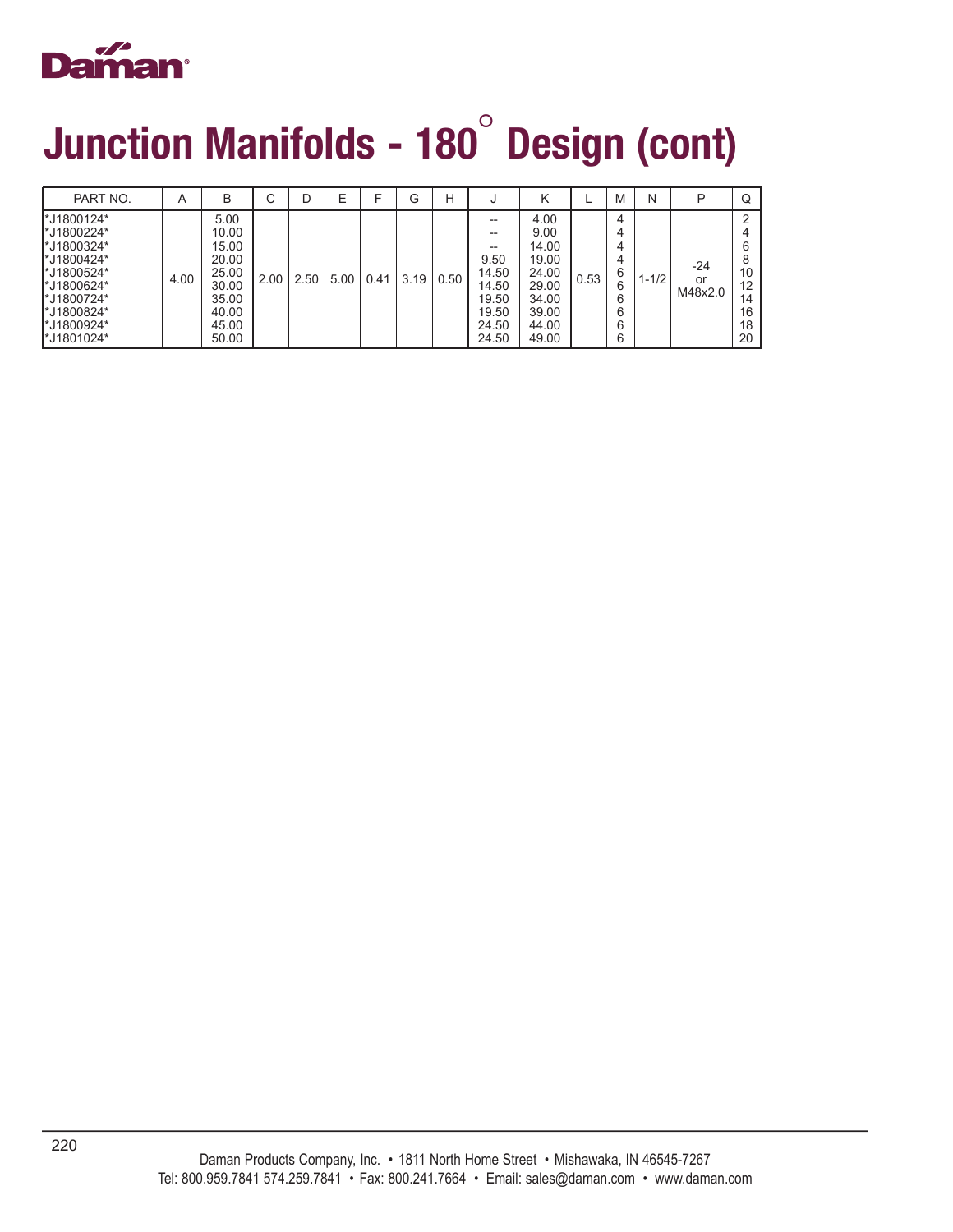# Junction Manifolds - 180° Design (cont)

| PART NO. | A | B | C | D | E | F | G | H | J | K | L | M | N | P | Q |
|---|---|---|---|---|---|---|---|---|---|---|---|---|---|---|---|
| *J1800124* | 4.00 | 5.00 | 2.00 | 2.50 | 5.00 | 0.41 | 3.19 | 0.50 | -- | 4.00 | 0.53 | 4 | 1-1/2 | -24 or M48x2.0 | 2 |
| *J1800224* | 4.00 | 10.00 | 2.00 | 2.50 | 5.00 | 0.41 | 3.19 | 0.50 | -- | 9.00 | 0.53 | 4 | 1-1/2 | -24 or M48x2.0 | 4 |
| *J1800324* | 4.00 | 15.00 | 2.00 | 2.50 | 5.00 | 0.41 | 3.19 | 0.50 | -- | 14.00 | 0.53 | 4 | 1-1/2 | -24 or M48x2.0 | 6 |
| *J1800424* | 4.00 | 20.00 | 2.00 | 2.50 | 5.00 | 0.41 | 3.19 | 0.50 | 9.50 | 19.00 | 0.53 | 4 | 1-1/2 | -24 or M48x2.0 | 8 |
| *J1800524* | 4.00 | 25.00 | 2.00 | 2.50 | 5.00 | 0.41 | 3.19 | 0.50 | 14.50 | 24.00 | 0.53 | 6 | 1-1/2 | -24 or M48x2.0 | 10 |
| *J1800624* | 4.00 | 30.00 | 2.00 | 2.50 | 5.00 | 0.41 | 3.19 | 0.50 | 14.50 | 29.00 | 0.53 | 6 | 1-1/2 | -24 or M48x2.0 | 12 |
| *J1800724* | 4.00 | 35.00 | 2.00 | 2.50 | 5.00 | 0.41 | 3.19 | 0.50 | 19.50 | 34.00 | 0.53 | 6 | 1-1/2 | -24 or M48x2.0 | 14 |
| *J1800824* | 4.00 | 40.00 | 2.00 | 2.50 | 5.00 | 0.41 | 3.19 | 0.50 | 19.50 | 39.00 | 0.53 | 6 | 1-1/2 | -24 or M48x2.0 | 16 |
| *J1800924* | 4.00 | 45.00 | 2.00 | 2.50 | 5.00 | 0.41 | 3.19 | 0.50 | 24.50 | 44.00 | 0.53 | 6 | 1-1/2 | -24 or M48x2.0 | 18 |
| *J1801024* | 4.00 | 50.00 | 2.00 | 2.50 | 5.00 | 0.41 | 3.19 | 0.50 | 24.50 | 49.00 | 0.53 | 6 | 1-1/2 | -24 or M48x2.0 | 20 |

Daman Products Company, Inc. • 1811 North Home Street • Mishawaka, IN 46545-7267
Tel: 800.959.7841 574.259.7841 • Fax: 800.241.7664 • Email: sales@daman.com • www.daman.com